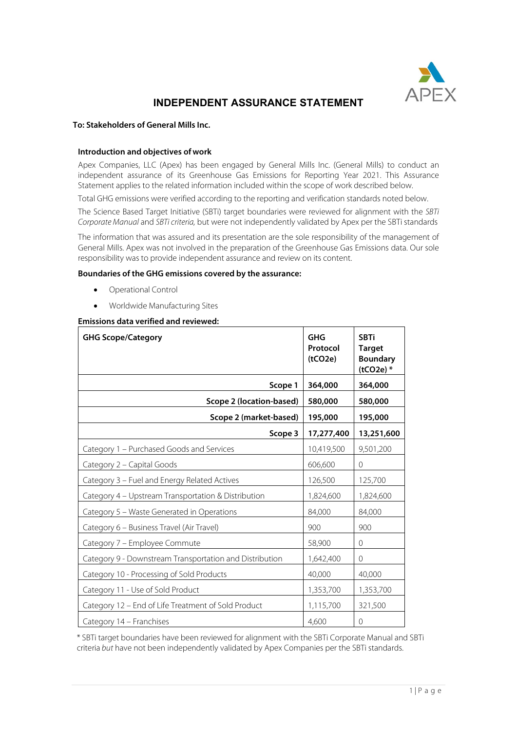# INDEPENDENT ASSURANCE STATEMENT

**To: Stakeholders of General Mills Inc.**

### Introduction and objectives of work

Apex Companies, LLC (Apex) has been engaged by General Mills Inc. (General Mills) to conduct an independent assurance of its Greenhouse Gas Emissions for Reporting Year 2021. This Assurance Statement applies to the related information included within the scope of work described below.

Total GHG emissions were verified according to the reporting and verification standards noted below.

The Science Based Target Initiative (SBTi) target boundaries were reviewed for alignment with the *SBTi Corporate Manual* and *SBTi criteria,* but were not independently validated by Apex per the SBTi standards

The information that was assured and its presentation are the sole responsibility of the management of General Mills. Apex was not involved in the preparation of the Greenhouse Gas Emissions data. Our sole responsibility was to provide independent assurance and review on its content.

### Boundaries of the GHG emissions covered by the assurance:

- Operational Control
- Worldwide Manufacturing Sites

### Emissions data verified and reviewed:

| GHG Scope/Category | GHG Protocol (tCO2e) | SBTi Target Boundary (tCO2e) * |
|---|---|---|
| **Scope 1** | **364,000** | **364,000** |
| **Scope 2 (location-based)** | **580,000** | **580,000** |
| **Scope 2 (market-based)** | **195,000** | **195,000** |
| **Scope 3** | **17,277,400** | **13,251,600** |
| Category 1 – Purchased Goods and Services | 10,419,500 | 9,501,200 |
| Category 2 – Capital Goods | 606,600 | 0 |
| Category 3 – Fuel and Energy Related Actives | 126,500 | 125,700 |
| Category 4 – Upstream Transportation & Distribution | 1,824,600 | 1,824,600 |
| Category 5 – Waste Generated in Operations | 84,000 | 84,000 |
| Category 6 – Business Travel (Air Travel) | 900 | 900 |
| Category 7 – Employee Commute | 58,900 | 0 |
| Category 9 - Downstream Transportation and Distribution | 1,642,400 | 0 |
| Category 10 - Processing of Sold Products | 40,000 | 40,000 |
| Category 11 - Use of Sold Product | 1,353,700 | 1,353,700 |
| Category 12 – End of Life Treatment of Sold Product | 1,115,700 | 321,500 |
| Category 14 – Franchises | 4,600 | 0 |

* SBTi target boundaries have been reviewed for alignment with the SBTi Corporate Manual and SBTi criteria *but* have not been independently validated by Apex Companies per the SBTi standards.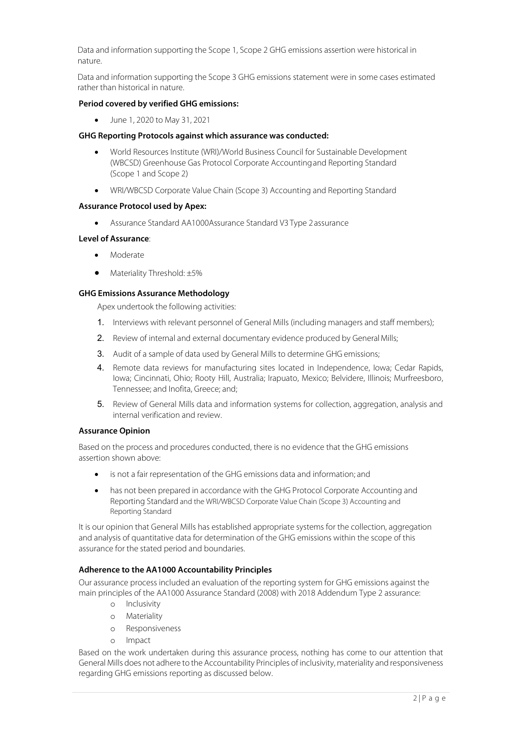Data and information supporting the Scope 1, Scope 2 GHG emissions assertion were historical in nature.

Data and information supporting the Scope 3 GHG emissions statement were in some cases estimated rather than historical in nature.

**Period covered by verified GHG emissions:**

- June 1, 2020 to May 31, 2021

**GHG Reporting Protocols against which assurance was conducted:**

- World Resources Institute (WRI)/World Business Council for Sustainable Development (WBCSD) Greenhouse Gas Protocol Corporate Accounting and Reporting Standard (Scope 1 and Scope 2)
- WRI/WBCSD Corporate Value Chain (Scope 3) Accounting and Reporting Standard

**Assurance Protocol used by Apex:**

- Assurance Standard AA1000Assurance Standard V3 Type 2 assurance

**Level of Assurance**:

- Moderate
- Materiality Threshold: ±5%

**GHG Emissions Assurance Methodology**

Apex undertook the following activities:

1. Interviews with relevant personnel of General Mills (including managers and staff members);
2. Review of internal and external documentary evidence produced by General Mills;
3. Audit of a sample of data used by General Mills to determine GHG emissions;
4. Remote data reviews for manufacturing sites located in Independence, Iowa; Cedar Rapids, Iowa; Cincinnati, Ohio; Rooty Hill, Australia; Irapuato, Mexico; Belvidere, Illinois; Murfreesboro, Tennessee; and Inofita, Greece; and;
5. Review of General Mills data and information systems for collection, aggregation, analysis and internal verification and review.

**Assurance Opinion**

Based on the process and procedures conducted, there is no evidence that the GHG emissions assertion shown above:

- is not a fair representation of the GHG emissions data and information; and
- has not been prepared in accordance with the GHG Protocol Corporate Accounting and Reporting Standard and the WRI/WBCSD Corporate Value Chain (Scope 3) Accounting and Reporting Standard

It is our opinion that General Mills has established appropriate systems for the collection, aggregation and analysis of quantitative data for determination of the GHG emissions within the scope of this assurance for the stated period and boundaries.

**Adherence to the AA1000 Accountability Principles**

Our assurance process included an evaluation of the reporting system for GHG emissions against the main principles of the AA1000 Assurance Standard (2008) with 2018 Addendum Type 2 assurance:

- Inclusivity
- Materiality
- Responsiveness
- Impact

Based on the work undertaken during this assurance process, nothing has come to our attention that General Mills does not adhere to the Accountability Principles of inclusivity, materiality and responsiveness regarding GHG emissions reporting as discussed below.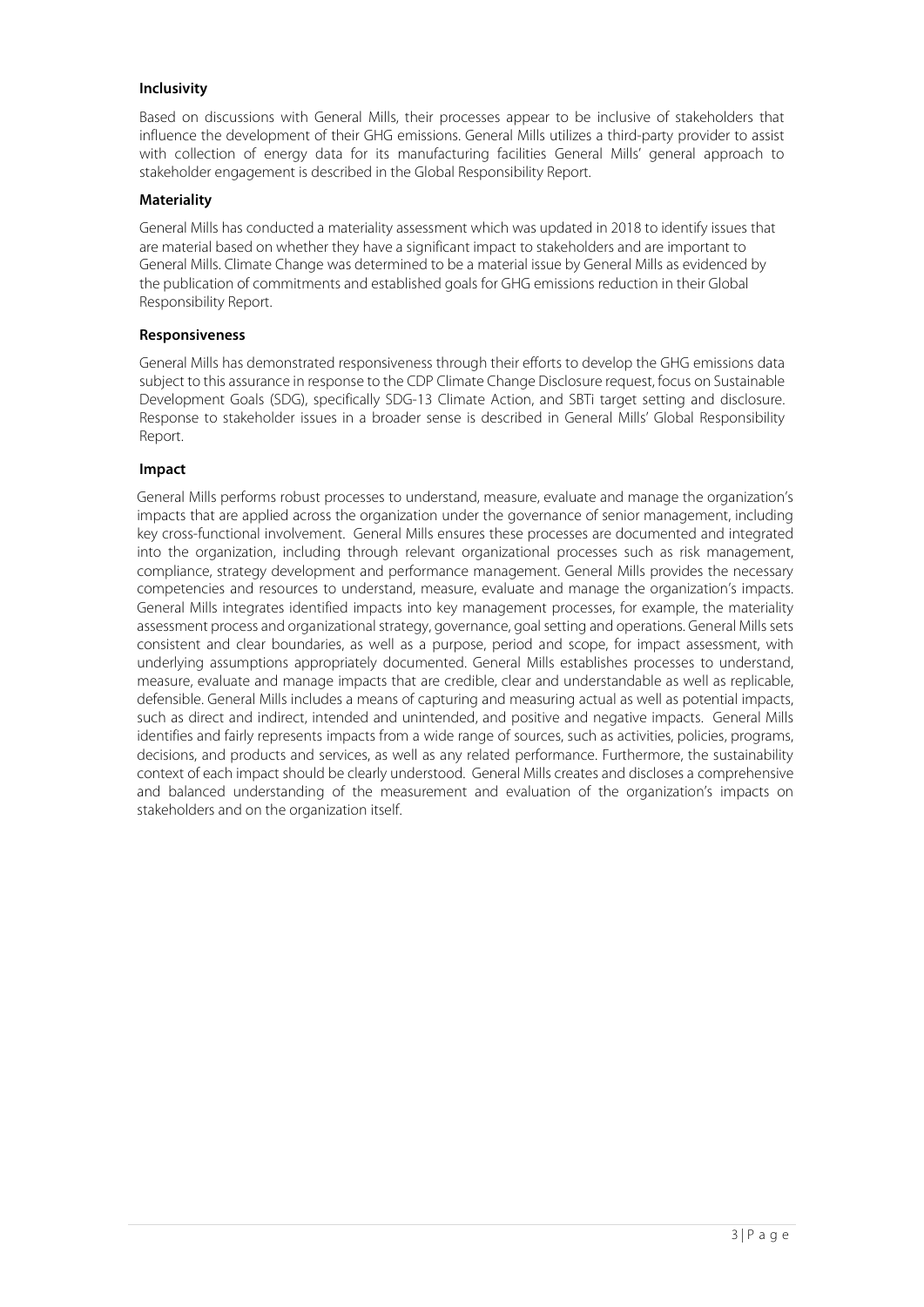**Inclusivity**

Based on discussions with General Mills, their processes appear to be inclusive of stakeholders that influence the development of their GHG emissions. General Mills utilizes a third-party provider to assist with collection of energy data for its manufacturing facilities General Mills' general approach to stakeholder engagement is described in the Global Responsibility Report.

**Materiality**

General Mills has conducted a materiality assessment which was updated in 2018 to identify issues that are material based on whether they have a significant impact to stakeholders and are important to General Mills. Climate Change was determined to be a material issue by General Mills as evidenced by the publication of commitments and established goals for GHG emissions reduction in their Global Responsibility Report.

**Responsiveness**

General Mills has demonstrated responsiveness through their efforts to develop the GHG emissions data subject to this assurance in response to the CDP Climate Change Disclosure request, focus on Sustainable Development Goals (SDG), specifically SDG-13 Climate Action, and SBTi target setting and disclosure. Response to stakeholder issues in a broader sense is described in General Mills' Global Responsibility Report.

**Impact**

General Mills performs robust processes to understand, measure, evaluate and manage the organization's impacts that are applied across the organization under the governance of senior management, including key cross-functional involvement. General Mills ensures these processes are documented and integrated into the organization, including through relevant organizational processes such as risk management, compliance, strategy development and performance management. General Mills provides the necessary competencies and resources to understand, measure, evaluate and manage the organization's impacts. General Mills integrates identified impacts into key management processes, for example, the materiality assessment process and organizational strategy, governance, goal setting and operations. General Mills sets consistent and clear boundaries, as well as a purpose, period and scope, for impact assessment, with underlying assumptions appropriately documented. General Mills establishes processes to understand, measure, evaluate and manage impacts that are credible, clear and understandable as well as replicable, defensible. General Mills includes a means of capturing and measuring actual as well as potential impacts, such as direct and indirect, intended and unintended, and positive and negative impacts. General Mills identifies and fairly represents impacts from a wide range of sources, such as activities, policies, programs, decisions, and products and services, as well as any related performance. Furthermore, the sustainability context of each impact should be clearly understood. General Mills creates and discloses a comprehensive and balanced understanding of the measurement and evaluation of the organization's impacts on stakeholders and on the organization itself.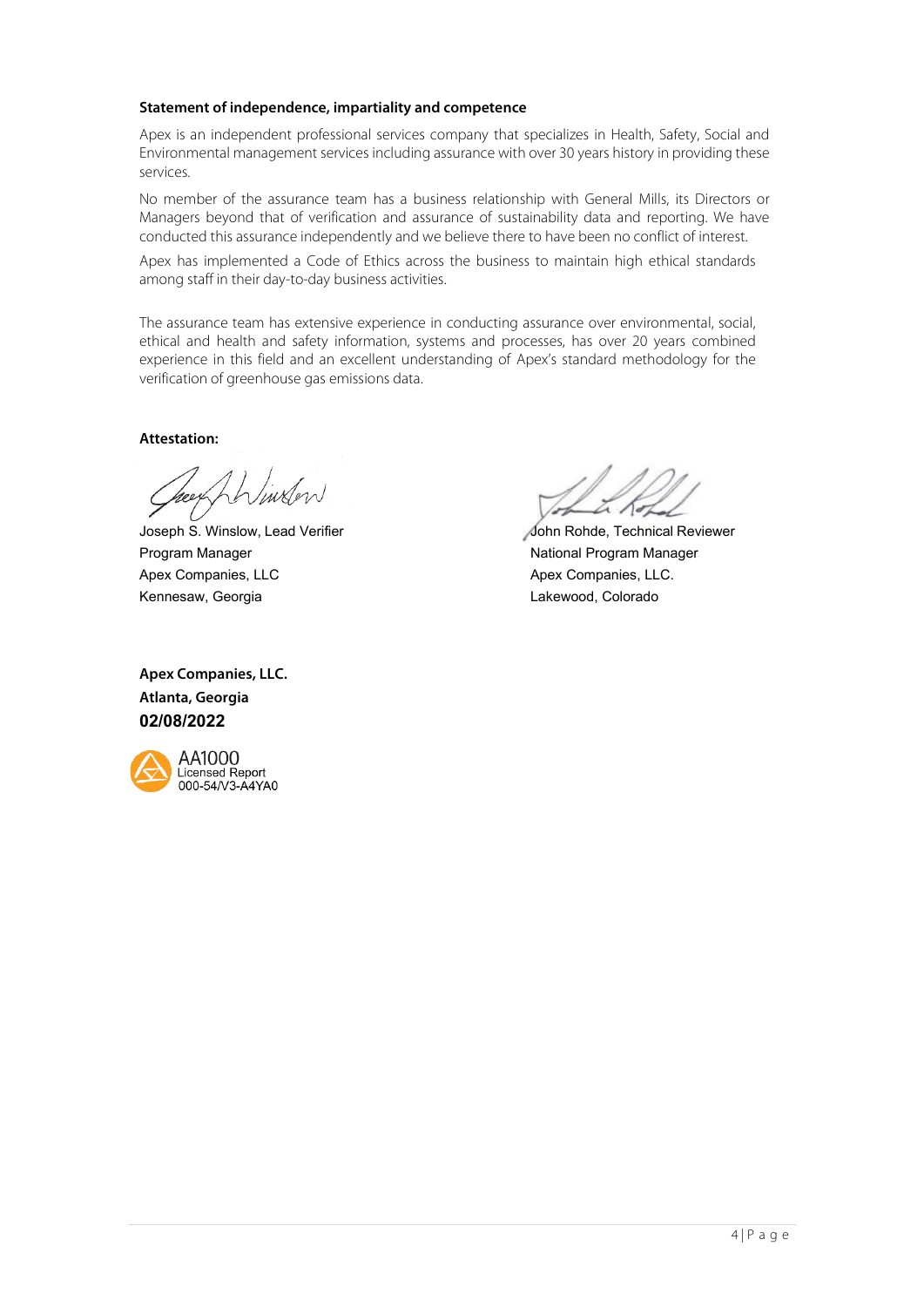**Statement of independence, impartiality and competence**

Apex is an independent professional services company that specializes in Health, Safety, Social and Environmental management services including assurance with over 30 years history in providing these services.

No member of the assurance team has a business relationship with General Mills, its Directors or Managers beyond that of verification and assurance of sustainability data and reporting. We have conducted this assurance independently and we believe there to have been no conflict of interest.

Apex has implemented a Code of Ethics across the business to maintain high ethical standards among staff in their day-to-day business activities.

The assurance team has extensive experience in conducting assurance over environmental, social, ethical and health and safety information, systems and processes, has over 20 years combined experience in this field and an excellent understanding of Apex's standard methodology for the verification of greenhouse gas emissions data.

**Attestation:**

Joseph S. Winslow, Lead Verifier
Program Manager
Apex Companies, LLC
Kennesaw, Georgia

John Rohde, Technical Reviewer
National Program Manager
Apex Companies, LLC.
Lakewood, Colorado

**Apex Companies, LLC.**
**Atlanta, Georgia**
**02/08/2022**

AA1000
Licensed Report
000-54/V3-A4YA0